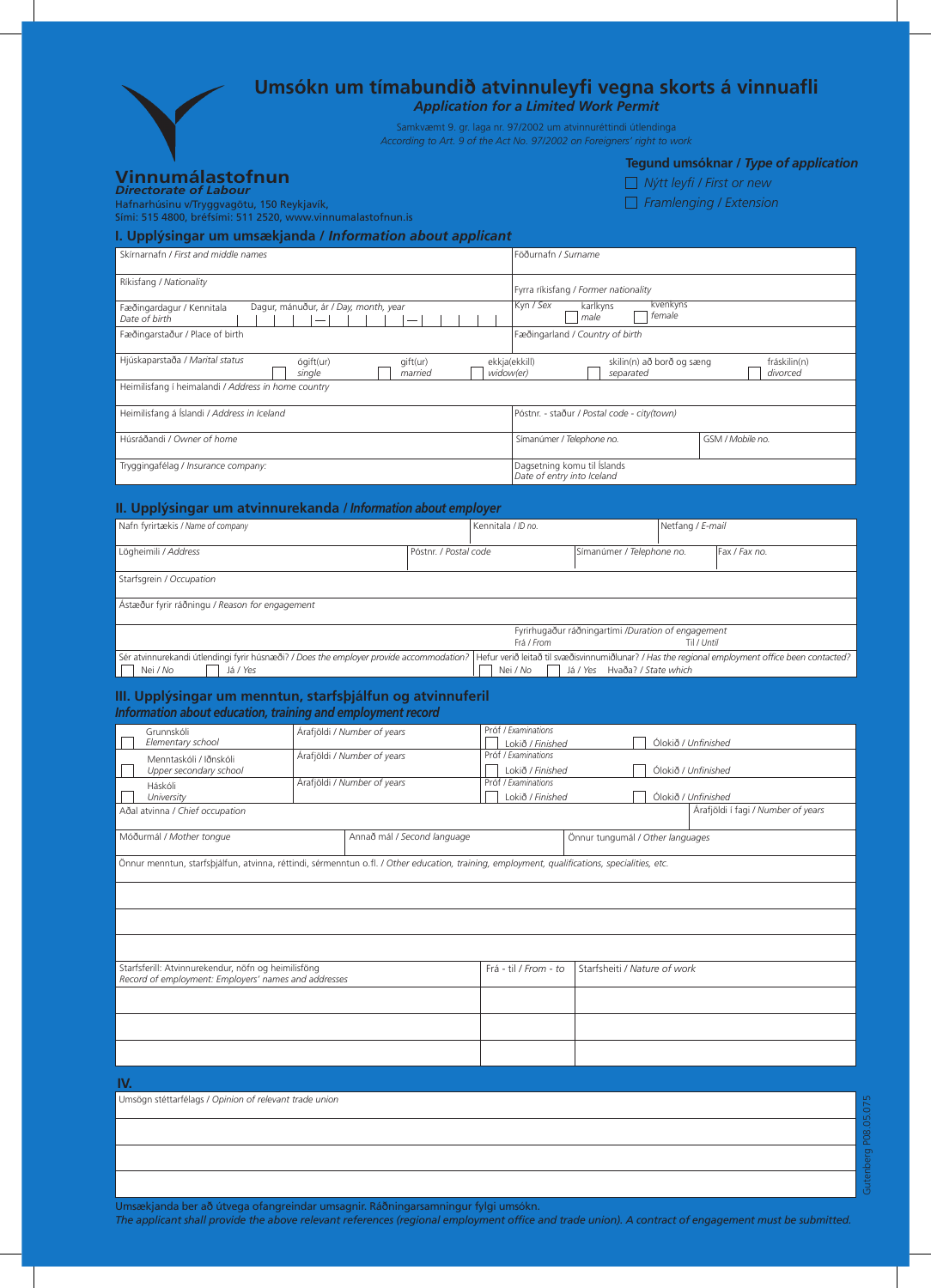# Umsókn um tímabundið atvinnuleyfi vegna skorts á vinnuafli

*Application for a Limited Work Permit*

Samkvæmt 9. gr. laga nr. 97/2002 um atvinnuréttindi útlendinga
*According to Art. 9 of the Act No. 97/2002 on Foreigners' right to work*

**Vinnumálastofnun**
*Directorate of Labour*
Hafnarhúsinu v/Tryggvagötu, 150 Reykjavík,
Sími: 515 4800, bréfsími: 511 2520, www.vinnumalastofnun.is

**Tegund umsóknar / *Type of application***

- ☐ Nýtt leyfi / *First or new*
- ☐ Framlenging / *Extension*

## I. Upplýsingar um umsækjanda / *Information about applicant*

| | |
|---|---|
| Skírnarnafn / *First and middle names* | Föðurnafn / *Surname* |
| Ríkisfang / *Nationality* | Fyrra ríkisfang / *Former nationality* |
| Fæðingardagur / Kennitala *Date of birth* — Dagur, mánuður, ár / *Day, month, year* | Kyn / *Sex* ☐ karlkyns *male* ☐ kvenkyns *female* |
| Fæðingarstaður / Place of birth | Fæðingarland / *Country of birth* |
| Hjúskaparstaða / *Marital status* ☐ ógift(ur) *single* ☐ gift(ur) *married* ☐ ekkja(ekkill) *widow(er)* | ☐ skilin(n) að borð og sæng *separated* ☐ fráskilin(n) *divorced* |
| Heimilisfang í heimalandi / *Address in home country* | |
| Heimilisfang á Íslandi / *Address in Iceland* | Póstnr. - staður / *Postal code - city(town)* |
| Húsráðandi / *Owner of home* | Símanúmer / *Telephone no.* — GSM / *Mobile no.* |
| Tryggingafélag / *Insurance company:* | Dagsetning komu til Íslands *Date of entry into Iceland* |

## II. Upplýsingar um atvinnurekanda / *Information about employer*

| | | | |
|---|---|---|---|
| Nafn fyrirtækis / *Name of company* | Kennitala / *ID no.* | Netfang / *E-mail* | |
| Lögheimili / *Address* | Póstnr. / *Postal code* | Símanúmer / *Telephone no.* | Fax / *Fax no.* |
| Starfsgrein / *Occupation* | | | |
| Ástæður fyrir ráðningu / *Reason for engagement* | | | |
| | Fyrirhugaður ráðningartími /*Duration of engagement* Frá / *From* | Til / *Until* | |
| Sér atvinnurekandi útlendingi fyrir húsnæði? / *Does the employer provide accommodation?* ☐ Nei / *No* ☐ Já / *Yes* | Hefur verið leitað til svæðisvinnumiðlunar? / *Has the regional employment office been contacted?* ☐ Nei / *No* ☐ Já / *Yes* Hvaða? / *State which* | | |

## III. Upplýsingar um menntun, starfsþjálfun og atvinnuferil

*Information about education, training and employment record*

| | | | |
|---|---|---|---|
| ☐ Grunnskóli *Elementary school* | Árafjöldi / *Number of years* | Próf / *Examinations* ☐ Lokið / *Finished* | ☐ Ólokið / *Unfinished* |
| ☐ Menntaskóli / Iðnskóli *Upper secondary school* | Árafjöldi / *Number of years* | Próf / *Examinations* ☐ Lokið / *Finished* | ☐ Ólokið / *Unfinished* |
| ☐ Háskóli *University* | Árafjöldi / *Number of years* | Próf / *Examinations* ☐ Lokið / *Finished* | ☐ Ólokið / *Unfinished* |
| Aðal atvinna / *Chief occupation* | | | Árafjöldi í fagi / *Number of years* |
| Móðurmál / *Mother tongue* | Annað mál / *Second language* | Önnur tungumál / *Other languages* | |

Önnur menntun, starfsþjálfun, atvinna, réttindi, sérmenntun o.fl. / *Other education, training, employment, qualifications, specialities, etc.*

| Starfsferill: Atvinnurekendur, nöfn og heimilisföng *Record of employment: Employers' names and addresses* | Frá - til / *From - to* | Starfsheiti / *Nature of work* |
|---|---|---|
| | | |
| | | |
| | | |

## IV.

Umsögn stéttarfélags / *Opinion of relevant trade union*

Umsækjanda ber að útvega ofangreindar umsagnir. Ráðningarsamningur fylgi umsókn.
*The applicant shall provide the above relevant references (regional employment office and trade union). A contract of engagement must be submitted.*

Gutenberg P08.05.075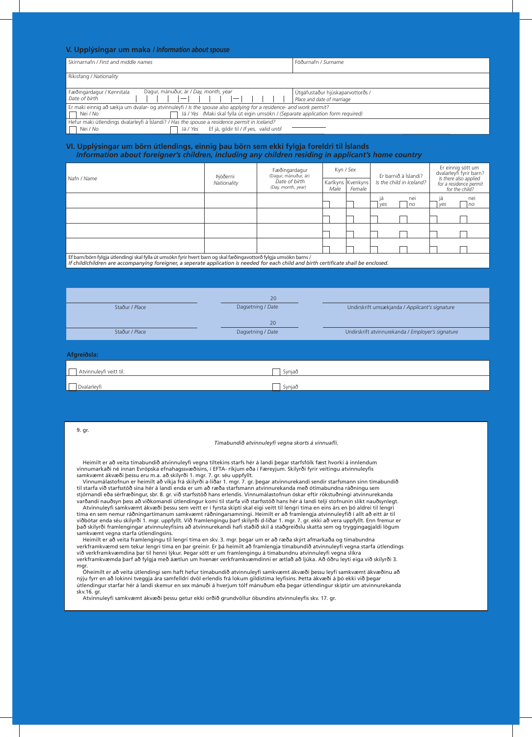## V. Upplýsingar um maka / *Information about spouse*

| | |
|---|---|
| Skírnarnafn / *First and middle names* | Föðurnafn / *Surname* |
| Ríkisfang / *Nationality* | |
| Fæðingardagur / Kennitala *Date of birth* — Dagur, mánuður, ár / *Day, month, year* | Útgáfustaður hjúskaparvottorðs / *Place and date of marriage* |
| Er maki einnig að sækja um dvalar- og atvinnuleyfi / *Is the spouse also applying for a residence- and work permit?* ☐ Nei / *No* ☐ Já / *Yes* (Maki skal fylla út eigin umsókn / *(Separate application form required)* | |
| Hefur maki útlendings dvalarleyfi á Íslandi? / *Has the spouse a residence permit in Iceland?* ☐ Nei / *No* ☐ Já / *Yes* Ef já, gildir til / *If yes, valid until* | |

## VI. Upplýsingar um börn útlendings, einnig þau börn sem ekki fylgja foreldri til Íslands
### *Information about foreigner's children, including any children residing in applicant's home country*

| Nafn / *Name* | Þjóðerni *Nationality* | Fæðingardagur (Dagur, mánuður, ár) *Date of birth (Day, month, year)* | Kyn / *Sex* | | Er barnið á Íslandi? *Is the child in Iceland?* | | Er einnig sótt um dvalarleyfi fyrir barn? *Is there also applied for a residence permit for the child?* | |
|---|---|---|---|---|---|---|---|---|
| | | | Karlkyns *Male* | Kvenkyns *Female* | já *yes* | nei *no* | já *yes* | nei *no* |
| | | | ☐ | ☐ | ☐ | ☐ | ☐ | ☐ |
| | | | ☐ | ☐ | ☐ | ☐ | ☐ | ☐ |
| | | | ☐ | ☐ | ☐ | ☐ | ☐ | ☐ |
| | | | ☐ | ☐ | ☐ | ☐ | ☐ | ☐ |

Ef barn/börn fylgja útlendingi skal fylla út umsókn fyrir hvert barn og skal fæðingavottorð fylgja umsókn barns /
*If child/children are accompanying foreigner, a seperate application is needed for each child and birth certificate shall be enclosed.*

| | | |
|---|---|---|
| Staður / *Place* | 20 Dagsetning / *Date* | Undirskrift umsækjanda / *Applicant's signature* |
| Staður / *Place* | 20 Dagsetning / *Date* | Undirskrift atvinnurekanda / *Employer's signature* |

**Afgreiðsla:**

| | |
|---|---|
| ☐ Atvinnuleyfi veitt til: | ☐ Synjað |
| ☐ Dvalarleyfi | ☐ Synjað |

9. gr.

*Tímabundið atvinnuleyfi vegna skorts á vinnuafli.*

Heimilt er að veita tímabundið atvinnuleyfi vegna tiltekins starfs hér á landi þegar starfsfólk fæst hvorki á innlendum vinnumarkaði né innan Evrópska efnahagssvæðisins, í EFTA- ríkjum eða í Færeyjum. Skilyrði fyrir veitingu atvinnuleyfis samkvæmt ákvæði þessu eru m.a. að skilyrði 1. mgr. 7. gr. séu uppfyllt.

Vinnumálastofnun er heimilt að víkja frá skilyrði a-liðar 1. mgr. 7. gr. þegar atvinnurekandi sendir starfsmann sinn tímabundið til starfa við starfsstöð sína hér á landi enda er um að ræða starfsmann atvinnurekanda með ótímabundna ráðningu sem stjórnandi eða sérfræðingur, sbr. 8. gr. við starfsstöð hans erlendis. Vinnumálastofnun óskar eftir rökstuðningi atvinnurekanda varðandi nauðsyn þess að viðkomandi útlendingur komi til starfa við starfsstöð hans hér á landi telji stofnunin slíkt nauðsynlegt.

Atvinnuleyfi samkvæmt ákvæði þessu sem veitt er í fyrsta skipti skal eigi veitt til lengri tíma en eins árs en þó aldrei til lengri tíma en sem nemur ráðningartímanum samkvæmt ráðningarsamningi. Heimilt er að framlengja atvinnuleyfið í allt að eitt ár til viðbótar enda séu skilyrði 1. mgr. uppfyllt. Við framlengingu þarf skilyrði d-liðar 1. mgr. 7. gr. ekki að vera uppfyllt. Enn fremur er það skilyrði framlengingar atvinnuleyfisins að atvinnurekandi hafi staðið skil á staðgreiðslu skatta sem og tryggingagjaldi lögum samkvæmt vegna starfa útlendingsins.

Heimilt er að veita framlengingu til lengri tíma en skv. 3. mgr. þegar um er að ræða skýrt afmarkaða og tímabundna verkframkvæmd sem tekur lengri tíma en þar greinir. Er þá heimilt að framlengja tímabundið atvinnuleyfi vegna starfa útlendings við verkframkvæmdina þar til henni lýkur. Þegar sótt er um framlengingu á tímabundnu atvinnuleyfi vegna slíkra verkframkvæmda þarf að fylgja með áætlun um hvenær verkframkvæmdinni er ætlað að ljúka. Að öðru leyti eiga við skilyrði 3. mgr.

Óheimilt er að veita útlendingi sem haft hefur tímabundið atvinnuleyfi samkvæmt ákvæði þessu leyfi samkvæmt ákvæðinu að nýju fyrr en að lokinni tveggja ára samfelldri dvöl erlendis frá lokum gildistíma leyfisins. Þetta ákvæði á þó ekki við þegar útlendingur starfar hér á landi skemur en sex mánuði á hverjum tólf mánuðum eða þegar útlendingur skiptir um atvinnurekanda skv.16. gr.

Atvinnuleyfi samkvæmt ákvæði þessu getur ekki orðið grundvöllur óbundins atvinnuleyfis skv. 17. gr.